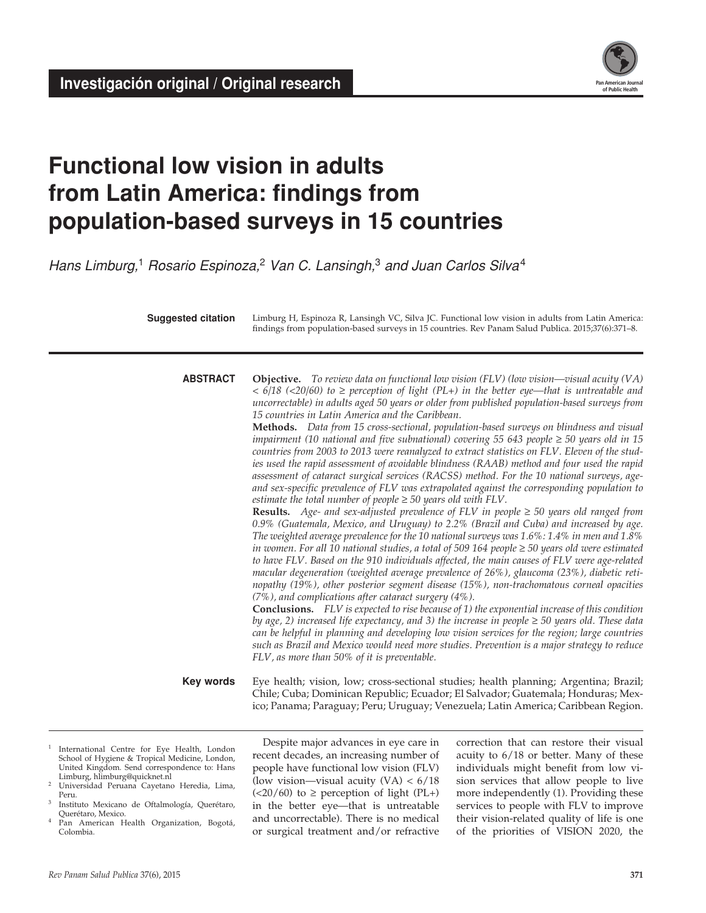**Investigación original / Original research**

# Functional low vision in adults from Latin America: findings from population-based surveys in 15 countries

*Hans Limburg,[1] Rosario Espinoza,[2] Van C. Lansingh,[3] and Juan Carlos Silva[4]*

**Suggested citation** Limburg H, Espinoza R, Lansingh VC, Silva JC. Functional low vision in adults from Latin America: findings from population-based surveys in 15 countries. Rev Panam Salud Publica. 2015;37(6):371–8.

**ABSTRACT**

**Objective.** *To review data on functional low vision (FLV) (low vision—visual acuity (VA) < 6/18 (<20/60) to ≥ perception of light (PL+) in the better eye—that is untreatable and uncorrectable) in adults aged 50 years or older from published population-based surveys from 15 countries in Latin America and the Caribbean.*

**Methods.** *Data from 15 cross-sectional, population-based surveys on blindness and visual impairment (10 national and five subnational) covering 55 643 people ≥ 50 years old in 15 countries from 2003 to 2013 were reanalyzed to extract statistics on FLV. Eleven of the studies used the rapid assessment of avoidable blindness (RAAB) method and four used the rapid assessment of cataract surgical services (RACSS) method. For the 10 national surveys, age- and sex-specific prevalence of FLV was extrapolated against the corresponding population to estimate the total number of people ≥ 50 years old with FLV.*

**Results.** *Age- and sex-adjusted prevalence of FLV in people ≥ 50 years old ranged from 0.9% (Guatemala, Mexico, and Uruguay) to 2.2% (Brazil and Cuba) and increased by age. The weighted average prevalence for the 10 national surveys was 1.6%: 1.4% in men and 1.8% in women. For all 10 national studies, a total of 509 164 people ≥ 50 years old were estimated to have FLV. Based on the 910 individuals affected, the main causes of FLV were age-related macular degeneration (weighted average prevalence of 26%), glaucoma (23%), diabetic retinopathy (19%), other posterior segment disease (15%), non-trachomatous corneal opacities (7%), and complications after cataract surgery (4%).*

**Conclusions.** *FLV is expected to rise because of 1) the exponential increase of this condition by age, 2) increased life expectancy, and 3) the increase in people ≥ 50 years old. These data can be helpful in planning and developing low vision services for the region; large countries such as Brazil and Mexico would need more studies. Prevention is a major strategy to reduce FLV, as more than 50% of it is preventable.*

**Key words** Eye health; vision, low; cross-sectional studies; health planning; Argentina; Brazil; Chile; Cuba; Dominican Republic; Ecuador; El Salvador; Guatemala; Honduras; Mexico; Panama; Paraguay; Peru; Uruguay; Venezuela; Latin America; Caribbean Region.

[1] International Centre for Eye Health, London School of Hygiene & Tropical Medicine, London, United Kingdom. Send correspondence to: Hans Limburg, hlimburg@quicknet.nl
[2] Universidad Peruana Cayetano Heredia, Lima, Peru.
[3] Instituto Mexicano de Oftalmología, Querétaro, Querétaro, Mexico.
[4] Pan American Health Organization, Bogotá, Colombia.

Despite major advances in eye care in recent decades, an increasing number of people have functional low vision (FLV) (low vision—visual acuity (VA) < 6/18 (<20/60) to ≥ perception of light (PL+) in the better eye—that is untreatable and uncorrectable). There is no medical or surgical treatment and/or refractive correction that can restore their visual acuity to 6/18 or better. Many of these individuals might benefit from low vision services that allow people to live more independently (1). Providing these services to people with FLV to improve their vision-related quality of life is one of the priorities of VISION 2020, the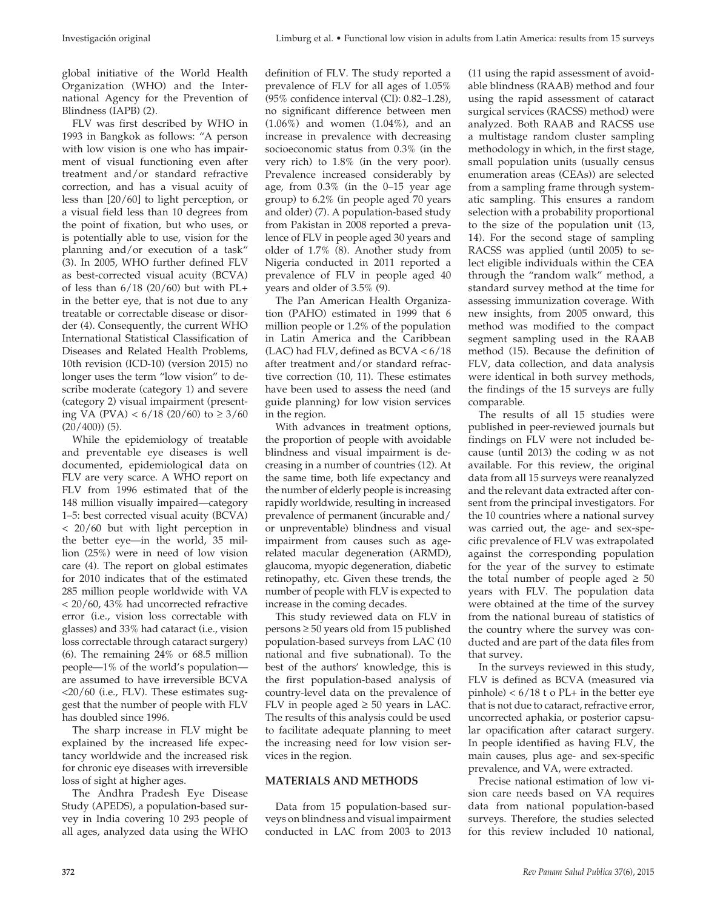global initiative of the World Health Organization (WHO) and the International Agency for the Prevention of Blindness (IAPB) (2).

FLV was first described by WHO in 1993 in Bangkok as follows: "A person with low vision is one who has impairment of visual functioning even after treatment and/or standard refractive correction, and has a visual acuity of less than [20/60] to light perception, or a visual field less than 10 degrees from the point of fixation, but who uses, or is potentially able to use, vision for the planning and/or execution of a task" (3). In 2005, WHO further defined FLV as best-corrected visual acuity (BCVA) of less than 6/18 (20/60) but with PL+ in the better eye, that is not due to any treatable or correctable disease or disorder (4). Consequently, the current WHO International Statistical Classification of Diseases and Related Health Problems, 10th revision (ICD-10) (version 2015) no longer uses the term "low vision" to describe moderate (category 1) and severe (category 2) visual impairment (presenting VA (PVA) < 6/18 (20/60) to ≥ 3/60 (20/400)) (5).

While the epidemiology of treatable and preventable eye diseases is well documented, epidemiological data on FLV are very scarce. A WHO report on FLV from 1996 estimated that of the 148 million visually impaired—category 1–5: best corrected visual acuity (BCVA) < 20/60 but with light perception in the better eye—in the world, 35 million (25%) were in need of low vision care (4). The report on global estimates for 2010 indicates that of the estimated 285 million people worldwide with VA < 20/60, 43% had uncorrected refractive error (i.e., vision loss correctable with glasses) and 33% had cataract (i.e., vision loss correctable through cataract surgery) (6). The remaining 24% or 68.5 million people—1% of the world's population—are assumed to have irreversible BCVA <20/60 (i.e., FLV). These estimates suggest that the number of people with FLV has doubled since 1996.

The sharp increase in FLV might be explained by the increased life expectancy worldwide and the increased risk for chronic eye diseases with irreversible loss of sight at higher ages.

The Andhra Pradesh Eye Disease Study (APEDS), a population-based survey in India covering 10 293 people of all ages, analyzed data using the WHO definition of FLV. The study reported a prevalence of FLV for all ages of 1.05% (95% confidence interval (CI): 0.82–1.28), no significant difference between men (1.06%) and women (1.04%), and an increase in prevalence with decreasing socioeconomic status from 0.3% (in the very rich) to 1.8% (in the very poor). Prevalence increased considerably by age, from 0.3% (in the 0–15 year age group) to 6.2% (in people aged 70 years and older) (7). A population-based study from Pakistan in 2008 reported a prevalence of FLV in people aged 30 years and older of 1.7% (8). Another study from Nigeria conducted in 2011 reported a prevalence of FLV in people aged 40 years and older of 3.5% (9).

The Pan American Health Organization (PAHO) estimated in 1999 that 6 million people or 1.2% of the population in Latin America and the Caribbean (LAC) had FLV, defined as BCVA < 6/18 after treatment and/or standard refractive correction (10, 11). These estimates have been used to assess the need (and guide planning) for low vision services in the region.

With advances in treatment options, the proportion of people with avoidable blindness and visual impairment is decreasing in a number of countries (12). At the same time, both life expectancy and the number of elderly people is increasing rapidly worldwide, resulting in increased prevalence of permanent (incurable and/or unpreventable) blindness and visual impairment from causes such as age-related macular degeneration (ARMD), glaucoma, myopic degeneration, diabetic retinopathy, etc. Given these trends, the number of people with FLV is expected to increase in the coming decades.

This study reviewed data on FLV in persons ≥ 50 years old from 15 published population-based surveys from LAC (10 national and five subnational). To the best of the authors' knowledge, this is the first population-based analysis of country-level data on the prevalence of FLV in people aged ≥ 50 years in LAC. The results of this analysis could be used to facilitate adequate planning to meet the increasing need for low vision services in the region.

## MATERIALS AND METHODS

Data from 15 population-based surveys on blindness and visual impairment conducted in LAC from 2003 to 2013 (11 using the rapid assessment of avoidable blindness (RAAB) method and four using the rapid assessment of cataract surgical services (RACSS) method) were analyzed. Both RAAB and RACSS use a multistage random cluster sampling methodology in which, in the first stage, small population units (usually census enumeration areas (CEAs)) are selected from a sampling frame through systematic sampling. This ensures a random selection with a probability proportional to the size of the population unit (13, 14). For the second stage of sampling RACSS was applied (until 2005) to select eligible individuals within the CEA through the "random walk" method, a standard survey method at the time for assessing immunization coverage. With new insights, from 2005 onward, this method was modified to the compact segment sampling used in the RAAB method (15). Because the definition of FLV, data collection, and data analysis were identical in both survey methods, the findings of the 15 surveys are fully comparable.

The results of all 15 studies were published in peer-reviewed journals but findings on FLV were not included because (until 2013) the coding w as not available. For this review, the original data from all 15 surveys were reanalyzed and the relevant data extracted after consent from the principal investigators. For the 10 countries where a national survey was carried out, the age- and sex-specific prevalence of FLV was extrapolated against the corresponding population for the year of the survey to estimate the total number of people aged ≥ 50 years with FLV. The population data were obtained at the time of the survey from the national bureau of statistics of the country where the survey was conducted and are part of the data files from that survey.

In the surveys reviewed in this study, FLV is defined as BCVA (measured via pinhole) < 6/18 t o PL+ in the better eye that is not due to cataract, refractive error, uncorrected aphakia, or posterior capsular opacification after cataract surgery. In people identified as having FLV, the main causes, plus age- and sex-specific prevalence, and VA, were extracted.

Precise national estimation of low vision care needs based on VA requires data from national population-based surveys. Therefore, the studies selected for this review included 10 national,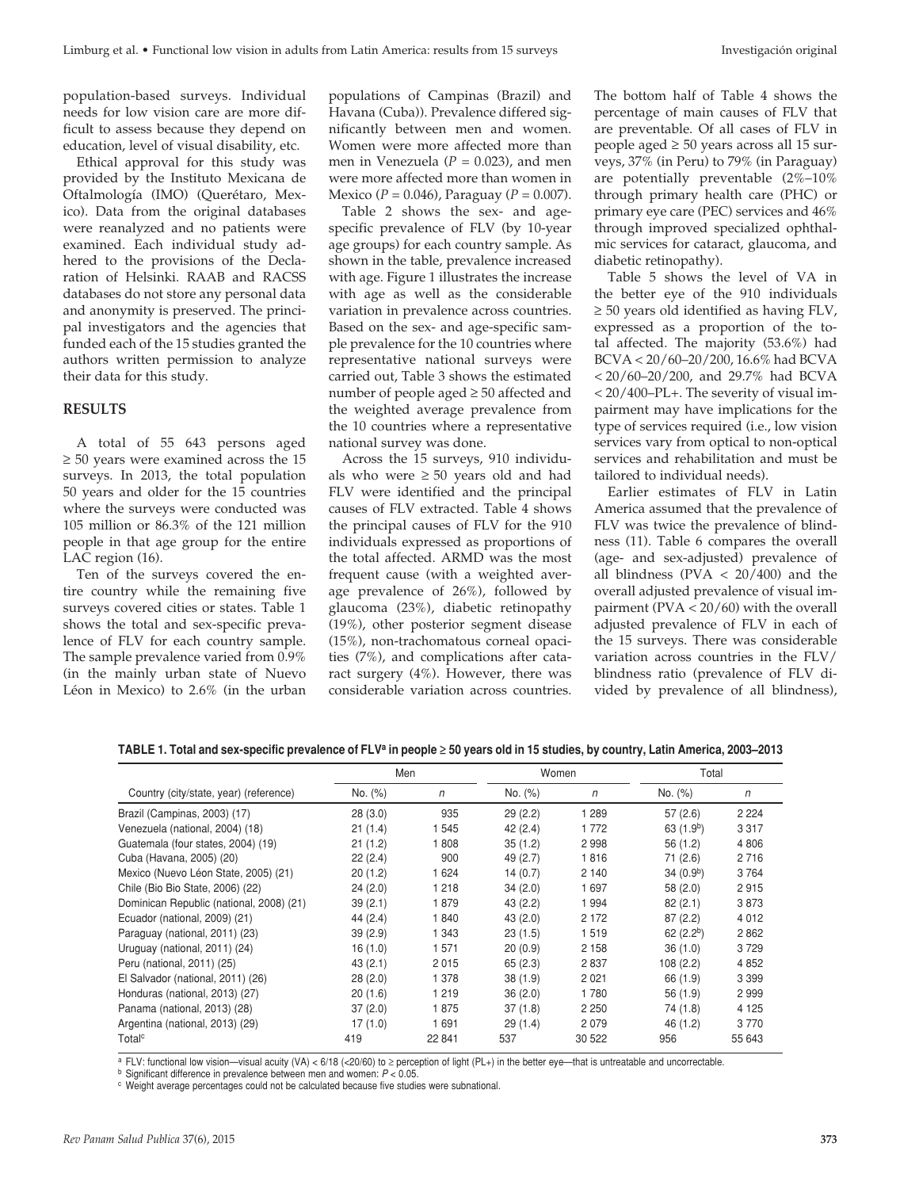population-based surveys. Individual needs for low vision care are more difficult to assess because they depend on education, level of visual disability, etc.

Ethical approval for this study was provided by the Instituto Mexicana de Oftalmología (IMO) (Querétaro, Mexico). Data from the original databases were reanalyzed and no patients were examined. Each individual study adhered to the provisions of the Declaration of Helsinki. RAAB and RACSS databases do not store any personal data and anonymity is preserved. The principal investigators and the agencies that funded each of the 15 studies granted the authors written permission to analyze their data for this study.

## RESULTS

A total of 55 643 persons aged ≥ 50 years were examined across the 15 surveys. In 2013, the total population 50 years and older for the 15 countries where the surveys were conducted was 105 million or 86.3% of the 121 million people in that age group for the entire LAC region (16).

Ten of the surveys covered the entire country while the remaining five surveys covered cities or states. Table 1 shows the total and sex-specific prevalence of FLV for each country sample. The sample prevalence varied from 0.9% (in the mainly urban state of Nuevo Léon in Mexico) to 2.6% (in the urban populations of Campinas (Brazil) and Havana (Cuba)). Prevalence differed significantly between men and women. Women were more affected more than men in Venezuela ($P = 0.023$), and men were more affected more than women in Mexico ($P = 0.046$), Paraguay ($P = 0.007$).

Table 2 shows the sex- and age-specific prevalence of FLV (by 10-year age groups) for each country sample. As shown in the table, prevalence increased with age. Figure 1 illustrates the increase with age as well as the considerable variation in prevalence across countries. Based on the sex- and age-specific sample prevalence for the 10 countries where representative national surveys were carried out, Table 3 shows the estimated number of people aged ≥ 50 affected and the weighted average prevalence from the 10 countries where a representative national survey was done.

Across the 15 surveys, 910 individuals who were ≥ 50 years old and had FLV were identified and the principal causes of FLV extracted. Table 4 shows the principal causes of FLV for the 910 individuals expressed as proportions of the total affected. ARMD was the most frequent cause (with a weighted average prevalence of 26%), followed by glaucoma (23%), diabetic retinopathy (19%), other posterior segment disease (15%), non-trachomatous corneal opacities (7%), and complications after cataract surgery (4%). However, there was considerable variation across countries. The bottom half of Table 4 shows the percentage of main causes of FLV that are preventable. Of all cases of FLV in people aged ≥ 50 years across all 15 surveys, 37% (in Peru) to 79% (in Paraguay) are potentially preventable (2%–10% through primary health care (PHC) or primary eye care (PEC) services and 46% through improved specialized ophthalmic services for cataract, glaucoma, and diabetic retinopathy).

Table 5 shows the level of VA in the better eye of the 910 individuals ≥ 50 years old identified as having FLV, expressed as a proportion of the total affected. The majority (53.6%) had BCVA < 20/60–20/200, 16.6% had BCVA < 20/60–20/200, and 29.7% had BCVA < 20/400–PL+. The severity of visual impairment may have implications for the type of services required (i.e., low vision services vary from optical to non-optical services and rehabilitation and must be tailored to individual needs).

Earlier estimates of FLV in Latin America assumed that the prevalence of FLV was twice the prevalence of blindness (11). Table 6 compares the overall (age- and sex-adjusted) prevalence of all blindness (PVA < 20/400) and the overall adjusted prevalence of visual impairment (PVA < 20/60) with the overall adjusted prevalence of FLV in each of the 15 surveys. There was considerable variation across countries in the FLV/blindness ratio (prevalence of FLV divided by prevalence of all blindness),

**TABLE 1. Total and sex-specific prevalence of FLV[a] in people ≥ 50 years old in 15 studies, by country, Latin America, 2003–2013**

| | Men | | Women | | Total | |
|---|---|---|---|---|---|---|
| Country (city/state, year) (reference) | No. (%) | *n* | No. (%) | *n* | No. (%) | *n* |
| Brazil (Campinas, 2003) (17) | 28 (3.0) | 935 | 29 (2.2) | 1 289 | 57 (2.6) | 2 224 |
| Venezuela (national, 2004) (18) | 21 (1.4) | 1 545 | 42 (2.4) | 1 772 | 63 (1.9[b]) | 3 317 |
| Guatemala (four states, 2004) (19) | 21 (1.2) | 1 808 | 35 (1.2) | 2 998 | 56 (1.2) | 4 806 |
| Cuba (Havana, 2005) (20) | 22 (2.4) | 900 | 49 (2.7) | 1 816 | 71 (2.6) | 2 716 |
| Mexico (Nuevo Léon State, 2005) (21) | 20 (1.2) | 1 624 | 14 (0.7) | 2 140 | 34 (0.9[b]) | 3 764 |
| Chile (Bio Bio State, 2006) (22) | 24 (2.0) | 1 218 | 34 (2.0) | 1 697 | 58 (2.0) | 2 915 |
| Dominican Republic (national, 2008) (21) | 39 (2.1) | 1 879 | 43 (2.2) | 1 994 | 82 (2.1) | 3 873 |
| Ecuador (national, 2009) (21) | 44 (2.4) | 1 840 | 43 (2.0) | 2 172 | 87 (2.2) | 4 012 |
| Paraguay (national, 2011) (23) | 39 (2.9) | 1 343 | 23 (1.5) | 1 519 | 62 (2.2[b]) | 2 862 |
| Uruguay (national, 2011) (24) | 16 (1.0) | 1 571 | 20 (0.9) | 2 158 | 36 (1.0) | 3 729 |
| Peru (national, 2011) (25) | 43 (2.1) | 2 015 | 65 (2.3) | 2 837 | 108 (2.2) | 4 852 |
| El Salvador (national, 2011) (26) | 28 (2.0) | 1 378 | 38 (1.9) | 2 021 | 66 (1.9) | 3 399 |
| Honduras (national, 2013) (27) | 20 (1.6) | 1 219 | 36 (2.0) | 1 780 | 56 (1.9) | 2 999 |
| Panama (national, 2013) (28) | 37 (2.0) | 1 875 | 37 (1.8) | 2 250 | 74 (1.8) | 4 125 |
| Argentina (national, 2013) (29) | 17 (1.0) | 1 691 | 29 (1.4) | 2 079 | 46 (1.2) | 3 770 |
| Total[c] | 419 | 22 841 | 537 | 30 522 | 956 | 55 643 |

[a] FLV: functional low vision—visual acuity (VA) < 6/18 (<20/60) to ≥ perception of light (PL+) in the better eye—that is untreatable and uncorrectable.
[b] Significant difference in prevalence between men and women: $P < 0.05$.
[c] Weight average percentages could not be calculated because five studies were subnational.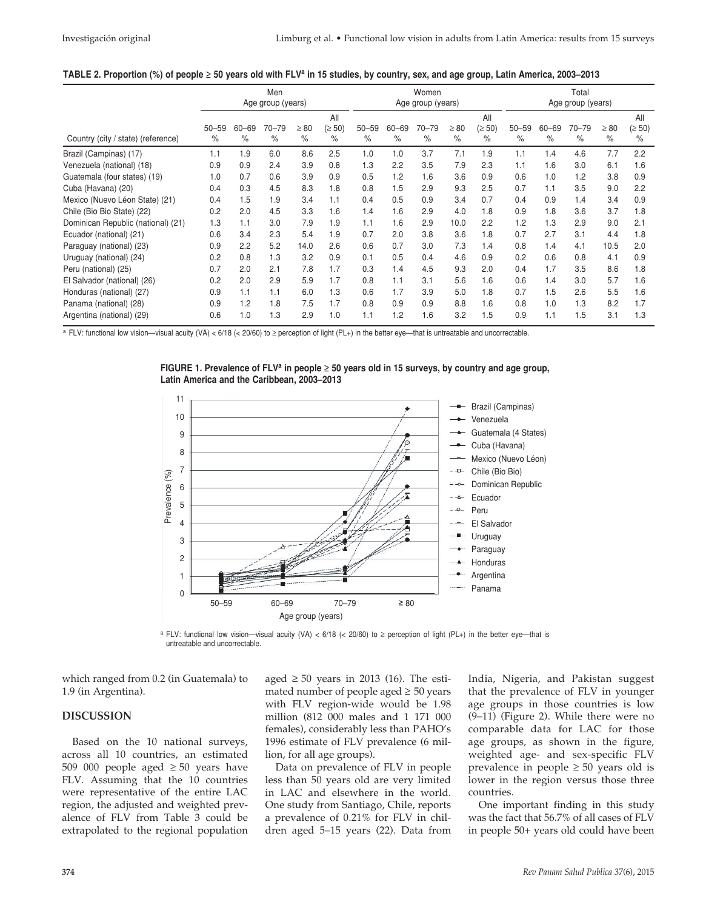**TABLE 2. Proportion (%) of people ≥ 50 years old with FLV[a] in 15 studies, by country, sex, and age group, Latin America, 2003–2013**

| Country (city / state) (reference) | Men Age group (years) | | | | | Women Age group (years) | | | | | Total Age group (years) | | | | |
|---|---|---|---|---|---|---|---|---|---|---|---|---|---|---|---|
| | 50–59 % | 60–69 % | 70–79 % | ≥ 80 % | All (≥ 50) % | 50–59 % | 60–69 % | 70–79 % | ≥ 80 % | All (≥ 50) % | 50–59 % | 60–69 % | 70–79 % | ≥ 80 % | All (≥ 50) % |
| Brazil (Campinas) (17) | 1.1 | 1.9 | 6.0 | 8.6 | 2.5 | 1.0 | 1.0 | 3.7 | 7.1 | 1.9 | 1.1 | 1.4 | 4.6 | 7.7 | 2.2 |
| Venezuela (national) (18) | 0.9 | 0.9 | 2.4 | 3.9 | 0.8 | 1.3 | 2.2 | 3.5 | 7.9 | 2.3 | 1.1 | 1.6 | 3.0 | 6.1 | 1.6 |
| Guatemala (four states) (19) | 1.0 | 0.7 | 0.6 | 3.9 | 0.9 | 0.5 | 1.2 | 1.6 | 3.6 | 0.9 | 0.6 | 1.0 | 1.2 | 3.8 | 0.9 |
| Cuba (Havana) (20) | 0.4 | 0.3 | 4.5 | 8.3 | 1.8 | 0.8 | 1.5 | 2.9 | 9.3 | 2.5 | 0.7 | 1.1 | 3.5 | 9.0 | 2.2 |
| Mexico (Nuevo Léon State) (21) | 0.4 | 1.5 | 1.9 | 3.4 | 1.1 | 0.4 | 0.5 | 0.9 | 3.4 | 0.7 | 0.4 | 0.9 | 1.4 | 3.4 | 0.9 |
| Chile (Bio Bio State) (22) | 0.2 | 2.0 | 4.5 | 3.3 | 1.6 | 1.4 | 1.6 | 2.9 | 4.0 | 1.8 | 0.9 | 1.8 | 3.6 | 3.7 | 1.8 |
| Dominican Republic (national) (21) | 1.3 | 1.1 | 3.0 | 7.9 | 1.9 | 1.1 | 1.6 | 2.9 | 10.0 | 2.2 | 1.2 | 1.3 | 2.9 | 9.0 | 2.1 |
| Ecuador (national) (21) | 0.6 | 3.4 | 2.3 | 5.4 | 1.9 | 0.7 | 2.0 | 3.8 | 3.6 | 1.8 | 0.7 | 2.7 | 3.1 | 4.4 | 1.8 |
| Paraguay (national) (23) | 0.9 | 2.2 | 5.2 | 14.0 | 2.6 | 0.6 | 0.7 | 3.0 | 7.3 | 1.4 | 0.8 | 1.4 | 4.1 | 10.5 | 2.0 |
| Uruguay (national) (24) | 0.2 | 0.8 | 1.3 | 3.2 | 0.9 | 0.1 | 0.5 | 0.4 | 4.6 | 0.9 | 0.2 | 0.6 | 0.8 | 4.1 | 0.9 |
| Peru (national) (25) | 0.7 | 2.0 | 2.1 | 7.8 | 1.7 | 0.3 | 1.4 | 4.5 | 9.3 | 2.0 | 0.4 | 1.7 | 3.5 | 8.6 | 1.8 |
| El Salvador (national) (26) | 0.2 | 2.0 | 2.9 | 5.9 | 1.7 | 0.8 | 1.1 | 3.1 | 5.6 | 1.6 | 0.6 | 1.4 | 3.0 | 5.7 | 1.6 |
| Honduras (national) (27) | 0.9 | 1.1 | 1.1 | 6.0 | 1.3 | 0.6 | 1.7 | 3.9 | 5.0 | 1.8 | 0.7 | 1.5 | 2.6 | 5.5 | 1.6 |
| Panama (national) (28) | 0.9 | 1.2 | 1.8 | 7.5 | 1.7 | 0.8 | 0.9 | 0.9 | 8.8 | 1.6 | 0.8 | 1.0 | 1.3 | 8.2 | 1.7 |
| Argentina (national) (29) | 0.6 | 1.0 | 1.3 | 2.9 | 1.0 | 1.1 | 1.2 | 1.6 | 3.2 | 1.5 | 0.9 | 1.1 | 1.5 | 3.1 | 1.3 |

[a] FLV: functional low vision—visual acuity (VA) < 6/18 (< 20/60) to ≥ perception of light (PL+) in the better eye—that is untreatable and uncorrectable.

**FIGURE 1. Prevalence of FLV[a] in people ≥ 50 years old in 15 surveys, by country and age group, Latin America and the Caribbean, 2003–2013**

[a] FLV: functional low vision—visual acuity (VA) < 6/18 (< 20/60) to ≥ perception of light (PL+) in the better eye—that is untreatable and uncorrectable.

which ranged from 0.2 (in Guatemala) to 1.9 (in Argentina).

## DISCUSSION

Based on the 10 national surveys, across all 10 countries, an estimated 509 000 people aged ≥ 50 years have FLV. Assuming that the 10 countries were representative of the entire LAC region, the adjusted and weighted prevalence of FLV from Table 3 could be extrapolated to the regional population aged ≥ 50 years in 2013 (16). The estimated number of people aged ≥ 50 years with FLV region-wide would be 1.98 million (812 000 males and 1 171 000 females), considerably less than PAHO's 1996 estimate of FLV prevalence (6 million, for all age groups).

Data on prevalence of FLV in people less than 50 years old are very limited in LAC and elsewhere in the world. One study from Santiago, Chile, reports a prevalence of 0.21% for FLV in children aged 5–15 years (22). Data from India, Nigeria, and Pakistan suggest that the prevalence of FLV in younger age groups in those countries is low (9–11) (Figure 2). While there were no comparable data for LAC for those age groups, as shown in the figure, weighted age- and sex-specific FLV prevalence in people ≥ 50 years old is lower in the region versus those three countries.

One important finding in this study was the fact that 56.7% of all cases of FLV in people 50+ years old could have been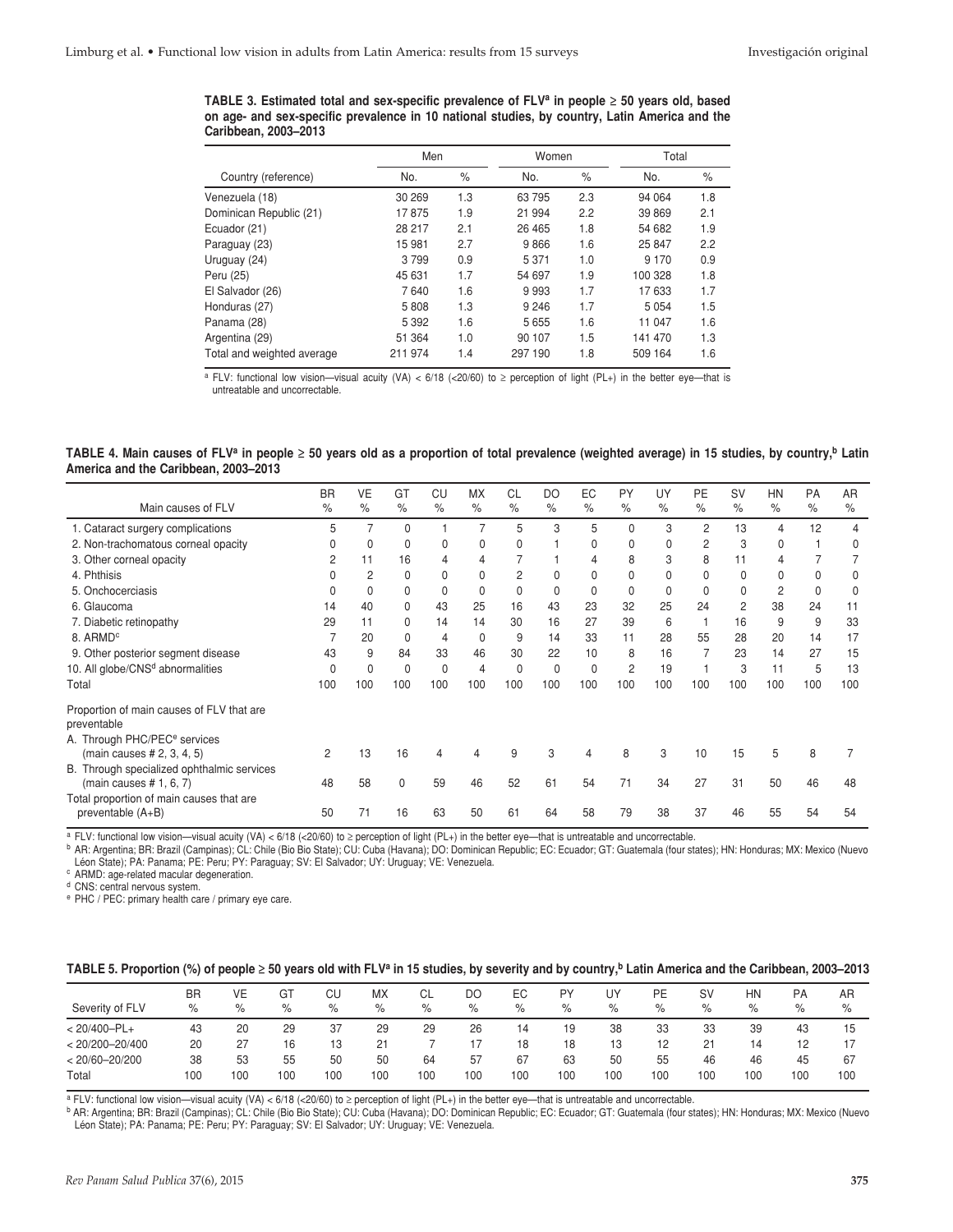**TABLE 3. Estimated total and sex-specific prevalence of FLV[a] in people ≥ 50 years old, based on age- and sex-specific prevalence in 10 national studies, by country, Latin America and the Caribbean, 2003–2013**

| Country (reference) | Men | | Women | | Total | |
|---|---|---|---|---|---|---|
| | No. | % | No. | % | No. | % |
| Venezuela (18) | 30 269 | 1.3 | 63 795 | 2.3 | 94 064 | 1.8 |
| Dominican Republic (21) | 17 875 | 1.9 | 21 994 | 2.2 | 39 869 | 2.1 |
| Ecuador (21) | 28 217 | 2.1 | 26 465 | 1.8 | 54 682 | 1.9 |
| Paraguay (23) | 15 981 | 2.7 | 9 866 | 1.6 | 25 847 | 2.2 |
| Uruguay (24) | 3 799 | 0.9 | 5 371 | 1.0 | 9 170 | 0.9 |
| Peru (25) | 45 631 | 1.7 | 54 697 | 1.9 | 100 328 | 1.8 |
| El Salvador (26) | 7 640 | 1.6 | 9 993 | 1.7 | 17 633 | 1.7 |
| Honduras (27) | 5 808 | 1.3 | 9 246 | 1.7 | 5 054 | 1.5 |
| Panama (28) | 5 392 | 1.6 | 5 655 | 1.6 | 11 047 | 1.6 |
| Argentina (29) | 51 364 | 1.0 | 90 107 | 1.5 | 141 470 | 1.3 |
| Total and weighted average | 211 974 | 1.4 | 297 190 | 1.8 | 509 164 | 1.6 |

[a] FLV: functional low vision—visual acuity (VA) < 6/18 (<20/60) to ≥ perception of light (PL+) in the better eye—that is untreatable and uncorrectable.

**TABLE 4. Main causes of FLV[a] in people ≥ 50 years old as a proportion of total prevalence (weighted average) in 15 studies, by country,[b] Latin America and the Caribbean, 2003–2013**

| Main causes of FLV | BR % | VE % | GT % | CU % | MX % | CL % | DO % | EC % | PY % | UY % | PE % | SV % | HN % | PA % | AR % |
|---|---|---|---|---|---|---|---|---|---|---|---|---|---|---|---|
| 1. Cataract surgery complications | 5 | 7 | 0 | 1 | 7 | 5 | 3 | 5 | 0 | 3 | 2 | 13 | 4 | 12 | 4 |
| 2. Non-trachomatous corneal opacity | 0 | 0 | 0 | 0 | 0 | 0 | 1 | 0 | 0 | 0 | 2 | 3 | 0 | 1 | 0 |
| 3. Other corneal opacity | 2 | 11 | 16 | 4 | 4 | 7 | 1 | 4 | 8 | 3 | 8 | 11 | 4 | 7 | 7 |
| 4. Phthisis | 0 | 2 | 0 | 0 | 0 | 2 | 0 | 0 | 0 | 0 | 0 | 0 | 0 | 0 | 0 |
| 5. Onchocerciasis | 0 | 0 | 0 | 0 | 0 | 0 | 0 | 0 | 0 | 0 | 0 | 0 | 2 | 0 | 0 |
| 6. Glaucoma | 14 | 40 | 0 | 43 | 25 | 16 | 43 | 23 | 32 | 25 | 24 | 2 | 38 | 24 | 11 |
| 7. Diabetic retinopathy | 29 | 11 | 0 | 14 | 14 | 30 | 16 | 27 | 39 | 6 | 1 | 16 | 9 | 9 | 33 |
| 8. ARMD[c] | 7 | 20 | 0 | 4 | 0 | 9 | 14 | 33 | 11 | 28 | 55 | 28 | 20 | 14 | 17 |
| 9. Other posterior segment disease | 43 | 9 | 84 | 33 | 46 | 30 | 22 | 10 | 8 | 16 | 7 | 23 | 14 | 27 | 15 |
| 10. All globe/CNS[d] abnormalities | 0 | 0 | 0 | 0 | 4 | 0 | 0 | 0 | 2 | 19 | 1 | 3 | 11 | 5 | 13 |
| Total | 100 | 100 | 100 | 100 | 100 | 100 | 100 | 100 | 100 | 100 | 100 | 100 | 100 | 100 | 100 |
| Proportion of main causes of FLV that are preventable | | | | | | | | | | | | | | | |
| A. Through PHC/PEC[e] services (main causes # 2, 3, 4, 5) | 2 | 13 | 16 | 4 | 4 | 9 | 3 | 4 | 8 | 3 | 10 | 15 | 5 | 8 | 7 |
| B. Through specialized ophthalmic services (main causes # 1, 6, 7) | 48 | 58 | 0 | 59 | 46 | 52 | 61 | 54 | 71 | 34 | 27 | 31 | 50 | 46 | 48 |
| Total proportion of main causes that are preventable (A+B) | 50 | 71 | 16 | 63 | 50 | 61 | 64 | 58 | 79 | 38 | 37 | 46 | 55 | 54 | 54 |

[a] FLV: functional low vision—visual acuity (VA) < 6/18 (<20/60) to ≥ perception of light (PL+) in the better eye—that is untreatable and uncorrectable.
[b] AR: Argentina; BR: Brazil (Campinas); CL: Chile (Bio Bio State); CU: Cuba (Havana); DO: Dominican Republic; EC: Ecuador; GT: Guatemala (four states); HN: Honduras; MX: Mexico (Nuevo Léon State); PA: Panama; PE: Peru; PY: Paraguay; SV: El Salvador; UY: Uruguay; VE: Venezuela.
[c] ARMD: age-related macular degeneration.
[d] CNS: central nervous system.
[e] PHC / PEC: primary health care / primary eye care.

**TABLE 5. Proportion (%) of people ≥ 50 years old with FLV[a] in 15 studies, by severity and by country,[b] Latin America and the Caribbean, 2003–2013**

| Severity of FLV | BR % | VE % | GT % | CU % | MX % | CL % | DO % | EC % | PY % | UY % | PE % | SV % | HN % | PA % | AR % |
|---|---|---|---|---|---|---|---|---|---|---|---|---|---|---|---|
| < 20/400–PL+ | 43 | 20 | 29 | 37 | 29 | 29 | 26 | 14 | 19 | 38 | 33 | 33 | 39 | 43 | 15 |
| < 20/200–20/400 | 20 | 27 | 16 | 13 | 21 | 7 | 17 | 18 | 18 | 13 | 12 | 21 | 14 | 12 | 17 |
| < 20/60–20/200 | 38 | 53 | 55 | 50 | 50 | 64 | 57 | 67 | 63 | 50 | 55 | 46 | 46 | 45 | 67 |
| Total | 100 | 100 | 100 | 100 | 100 | 100 | 100 | 100 | 100 | 100 | 100 | 100 | 100 | 100 | 100 |

[a] FLV: functional low vision—visual acuity (VA) < 6/18 (<20/60) to ≥ perception of light (PL+) in the better eye—that is untreatable and uncorrectable.
[b] AR: Argentina; BR: Brazil (Campinas); CL: Chile (Bio Bio State); CU: Cuba (Havana); DO: Dominican Republic; EC: Ecuador; GT: Guatemala (four states); HN: Honduras; MX: Mexico (Nuevo Léon State); PA: Panama; PE: Peru; PY: Paraguay; SV: El Salvador; UY: Uruguay; VE: Venezuela.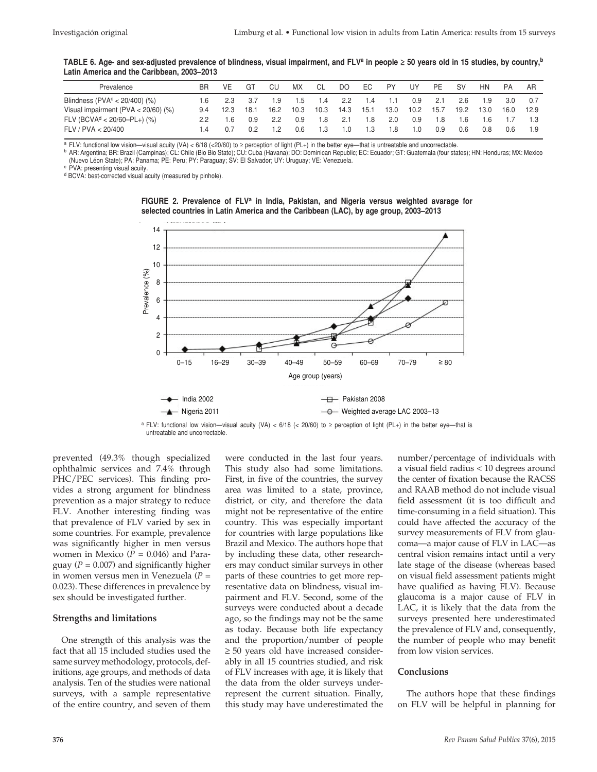**TABLE 6. Age- and sex-adjusted prevalence of blindness, visual impairment, and FLV[a] in people ≥ 50 years old in 15 studies, by country,[b] Latin America and the Caribbean, 2003–2013**

| Prevalence | BR | VE | GT | CU | MX | CL | DO | EC | PY | UY | PE | SV | HN | PA | AR |
|---|---|---|---|---|---|---|---|---|---|---|---|---|---|---|---|
| Blindness (PVA[c] < 20/400) (%) | 1.6 | 2.3 | 3.7 | 1.9 | 1.5 | 1.4 | 2.2 | 1.4 | 1.1 | 0.9 | 2.1 | 2.6 | 1.9 | 3.0 | 0.7 |
| Visual impairment (PVA < 20/60) (%) | 9.4 | 12.3 | 18.1 | 16.2 | 10.3 | 10.3 | 14.3 | 15.1 | 13.0 | 10.2 | 15.7 | 19.2 | 13.0 | 16.0 | 12.9 |
| FLV (BCVA[d] < 20/60–PL+) (%) | 2.2 | 1.6 | 0.9 | 2.2 | 0.9 | 1.8 | 2.1 | 1.8 | 2.0 | 0.9 | 1.8 | 1.6 | 1.6 | 1.7 | 1.3 |
| FLV / PVA < 20/400 | 1.4 | 0.7 | 0.2 | 1.2 | 0.6 | 1.3 | 1.0 | 1.3 | 1.8 | 1.0 | 0.9 | 0.6 | 0.8 | 0.6 | 1.9 |

[a] FLV: functional low vision—visual acuity (VA) < 6/18 (<20/60) to ≥ perception of light (PL+) in the better eye—that is untreatable and uncorrectable.
[b] AR: Argentina; BR: Brazil (Campinas); CL: Chile (Bio Bio State); CU: Cuba (Havana); DO: Dominican Republic; EC: Ecuador; GT: Guatemala (four states); HN: Honduras; MX: Mexico (Nuevo Léon State); PA: Panama; PE: Peru; PY: Paraguay; SV: El Salvador; UY: Uruguay; VE: Venezuela.
[c] PVA: presenting visual acuity.
[d] BCVA: best-corrected visual acuity (measured by pinhole).

**FIGURE 2. Prevalence of FLV[a] in India, Pakistan, and Nigeria versus weighted avarage for selected countries in Latin America and the Caribbean (LAC), by age group, 2003–2013**

[a] FLV: functional low vision—visual acuity (VA) < 6/18 (< 20/60) to ≥ perception of light (PL+) in the better eye—that is untreatable and uncorrectable.

prevented (49.3% though specialized ophthalmic services and 7.4% through PHC/PEC services). This finding provides a strong argument for blindness prevention as a major strategy to reduce FLV. Another interesting finding was that prevalence of FLV varied by sex in some countries. For example, prevalence was significantly higher in men versus women in Mexico ($P = 0.046$) and Paraguay ($P = 0.007$) and significantly higher in women versus men in Venezuela ($P = 0.023$). These differences in prevalence by sex should be investigated further.

### Strengths and limitations

One strength of this analysis was the fact that all 15 included studies used the same survey methodology, protocols, definitions, age groups, and methods of data analysis. Ten of the studies were national surveys, with a sample representative of the entire country, and seven of them were conducted in the last four years. This study also had some limitations. First, in five of the countries, the survey area was limited to a state, province, district, or city, and therefore the data might not be representative of the entire country. This was especially important for countries with large populations like Brazil and Mexico. The authors hope that by including these data, other researchers may conduct similar surveys in other parts of these countries to get more representative data on blindness, visual impairment and FLV. Second, some of the surveys were conducted about a decade ago, so the findings may not be the same as today. Because both life expectancy and the proportion/number of people ≥ 50 years old have increased considerably in all 15 countries studied, and risk of FLV increases with age, it is likely that the data from the older surveys underrepresent the current situation. Finally, this study may have underestimated the number/percentage of individuals with a visual field radius < 10 degrees around the center of fixation because the RACSS and RAAB method do not include visual field assessment (it is too difficult and time-consuming in a field situation). This could have affected the accuracy of the survey measurements of FLV from glaucoma—a major cause of FLV in LAC—as central vision remains intact until a very late stage of the disease (whereas based on visual field assessment patients might have qualified as having FLV). Because glaucoma is a major cause of FLV in LAC, it is likely that the data from the surveys presented here underestimated the prevalence of FLV and, consequently, the number of people who may benefit from low vision services.

### Conclusions

The authors hope that these findings on FLV will be helpful in planning for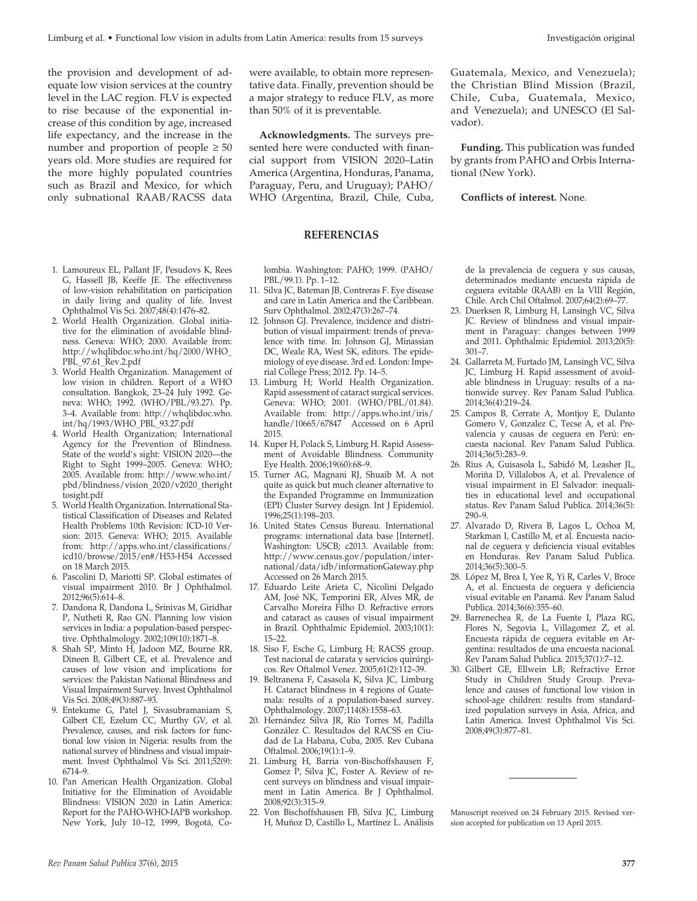the provision and development of adequate low vision services at the country level in the LAC region. FLV is expected to rise because of the exponential increase of this condition by age, increased life expectancy, and the increase in the number and proportion of people ≥ 50 years old. More studies are required for the more highly populated countries such as Brazil and Mexico, for which only subnational RAAB/RACSS data were available, to obtain more representative data. Finally, prevention should be a major strategy to reduce FLV, as more than 50% of it is preventable.

**Acknowledgments.** The surveys presented here were conducted with financial support from VISION 2020–Latin America (Argentina, Honduras, Panama, Paraguay, Peru, and Uruguay); PAHO/WHO (Argentina, Brazil, Chile, Cuba, Guatemala, Mexico, and Venezuela); the Christian Blind Mission (Brazil, Chile, Cuba, Guatemala, Mexico, and Venezuela); and UNESCO (El Salvador).

**Funding.** This publication was funded by grants from PAHO and Orbis International (New York).

**Conflicts of interest.** None.

## REFERENCIAS

1. Lamoureux EL, Pallant JF, Pesudovs K, Rees G, Hassell JB, Keeffe JE. The effectiveness of low-vision rehabilitation on participation in daily living and quality of life. Invest Ophthalmol Vis Sci. 2007;48(4):1476–82.
2. World Health Organization. Global initiative for the elimination of avoidable blindness. Geneva: WHO; 2000. Available from: http://whqlibdoc.who.int/hq/2000/WHO_PBL_97.61_Rev.2.pdf
3. World Health Organization. Management of low vision in children. Report of a WHO consultation. Bangkok, 23–24 July 1992. Geneva: WHO; 1992. (WHO/PBL/93.27). Pp. 3–4. Available from: http://whqlibdoc.who.int/hq/1993/WHO_PBL_93.27.pdf
4. World Health Organization; International Agency for the Prevention of Blindness. State of the world's sight: VISION 2020—the Right to Sight 1999–2005. Geneva: WHO; 2005. Available from: http://www.who.int/pbd/blindness/vision_2020/v2020_therighttosight.pdf
5. World Health Organization. International Statistical Classification of Diseases and Related Health Problems 10th Revision: ICD-10 Version: 2015. Geneva: WHO; 2015. Available from: http://apps.who.int/classifications/icd10/browse/2015/en#/H53-H54 Accessed on 18 March 2015.
6. Pascolini D, Mariotti SP. Global estimates of visual impairment 2010. Br J Ophthalmol. 2012;96(5):614–8.
7. Dandona R, Dandona L, Srinivas M, Giridhar P, Nutheti R, Rao GN. Planning low vision services in India: a population-based perspective. Ophthalmology. 2002;109(10):1871–8.
8. Shah SP, Minto H, Jadoon MZ, Bourne RR, Dineen B, Gilbert CE, et al. Prevalence and causes of low vision and implications for services: the Pakistan National Blindness and Visual Impairment Survey. Invest Ophthalmol Vis Sci. 2008;49(3):887–93.
9. Entekume G, Patel J, Sivasubramaniam S, Gilbert CE, Ezelum CC, Murthy GV, et al. Prevalence, causes, and risk factors for functional low vision in Nigeria: results from the national survey of blindness and visual impairment. Invest Ophthalmol Vis Sci. 2011;52(9):6714–9.
10. Pan American Health Organization. Global Initiative for the Elimination of Avoidable Blindness: VISION 2020 in Latin America: Report for the PAHO-WHO-IAPB workshop. New York, July 10–12, 1999, Bogotá, Colombia. Washington: PAHO; 1999. (PAHO/PBL/99.1). Pp. 1–12.
11. Silva JC, Bateman JB, Contreras F. Eye disease and care in Latin America and the Caribbean. Surv Ophthalmol. 2002;47(3):267–74.
12. Johnson GJ. Prevalence, incidence and distribution of visual impairment: trends of prevalence with time. In: Johnson GJ, Minassian DC, Weale RA, West SK, editors. The epidemiology of eye disease. 3rd ed. London: Imperial College Press; 2012. Pp. 14–5.
13. Limburg H; World Health Organization. Rapid assessment of cataract surgical services. Geneva: WHO; 2001. (WHO/PBL/01.84). Available from: http://apps.who.int/iris/handle/10665/67847 Accessed on 6 April 2015.
14. Kuper H, Polack S, Limburg H. Rapid Assessment of Avoidable Blindness. Community Eye Health. 2006;19(60):68–9.
15. Turner AG, Magnani RJ, Shuaib M. A not quite as quick but much cleaner alternative to the Expanded Programme on Immunization (EPI) Cluster Survey design. Int J Epidemiol. 1996;25(1):198–203.
16. United States Census Bureau. International programs: international data base [Internet]. Washington: USCB; c2013. Available from: http://www.census.gov/population/international/data/idb/informationGateway.php Accessed on 26 March 2015.
17. Eduardo Leite Arieta C, Nicolini Delgado AM, José NK, Temporini ER, Alves MR, de Carvalho Moreira Filho D. Refractive errors and cataract as causes of visual impairment in Brazil. Ophthalmic Epidemiol. 2003;10(1):15–22.
18. Siso F, Esche G, Limburg H; RACSS group. Test nacional de catarata y servicios quirúrgicos. Rev Oftalmol Venez. 2005;61(2):112–39.
19. Beltranena F, Casasola K, Silva JC, Limburg H. Cataract blindness in 4 regions of Guatemala: results of a population-based survey. Ophthalmology. 2007;114(8):1558–63.
20. Hernández Silva JR, Río Torres M, Padilla González C. Resultados del RACSS en Ciudad de La Habana, Cuba, 2005. Rev Cubana Oftalmol. 2006;19(1):1–9.
21. Limburg H, Barria von-Bischoffshausen F, Gomez P, Silva JC, Foster A. Review of recent surveys on blindness and visual impairment in Latin America. Br J Ophthalmol. 2008;92(3):315–9.
22. Von Bischoffshausen FB, Silva JC, Limburg H, Muñoz D, Castillo L, Martínez L. Análisis de la prevalencia de ceguera y sus causas, determinados mediante encuesta rápida de ceguera evitable (RAAB) en la VIII Región, Chile. Arch Chil Oftalmol. 2007;64(2):69–77.
23. Duerksen R, Limburg H, Lansingh VC, Silva JC. Review of blindness and visual impairment in Paraguay: changes between 1999 and 2011. Ophthalmic Epidemiol. 2013;20(5):301–7.
24. Gallarreta M, Furtado JM, Lansingh VC, Silva JC, Limburg H. Rapid assessment of avoidable blindness in Uruguay: results of a nationwide survey. Rev Panam Salud Publica. 2014;36(4):219–24.
25. Campos B, Cerrate A, Montjoy E, Dulanto Gomero V, Gonzalez C, Tecse A, et al. Prevalencia y causas de ceguera en Perú: encuesta nacional. Rev Panam Salud Publica. 2014;36(5):283–9.
26. Rius A, Guisasola L, Sabidó M, Leasher JL, Moriña D, Villalobos A, et al. Prevalence of visual impairment in El Salvador: inequalities in educational level and occupational status. Rev Panam Salud Publica. 2014;36(5):290–9.
27. Alvarado D, Rivera B, Lagos L, Ochoa M, Starkman I, Castillo M, et al. Encuesta nacional de ceguera y deficiencia visual evitables en Honduras. Rev Panam Salud Publica. 2014;36(5):300–5.
28. López M, Brea I, Yee R, Yi R, Carles V, Broce A, et al. Encuesta de ceguera y deficiencia visual evitable en Panamá. Rev Panam Salud Publica. 2014;36(6):355–60.
29. Barrenechea R, de La Fuente I, Plaza RG, Flores N, Segovia L, Villagomez Z, et al. Encuesta rápida de ceguera evitable en Argentina: resultados de una encuesta nacional. Rev Panam Salud Publica. 2015;37(1):7–12.
30. Gilbert GE, Ellwein LB; Refractive Error Study in Children Study Group. Prevalence and causes of functional low vision in school-age children: results from standardized population surveys in Asia, Africa, and Latin America. Invest Ophthalmol Vis Sci. 2008;49(3):877–81.

---

Manuscript received on 24 February 2015. Revised version accepted for publication on 13 April 2015.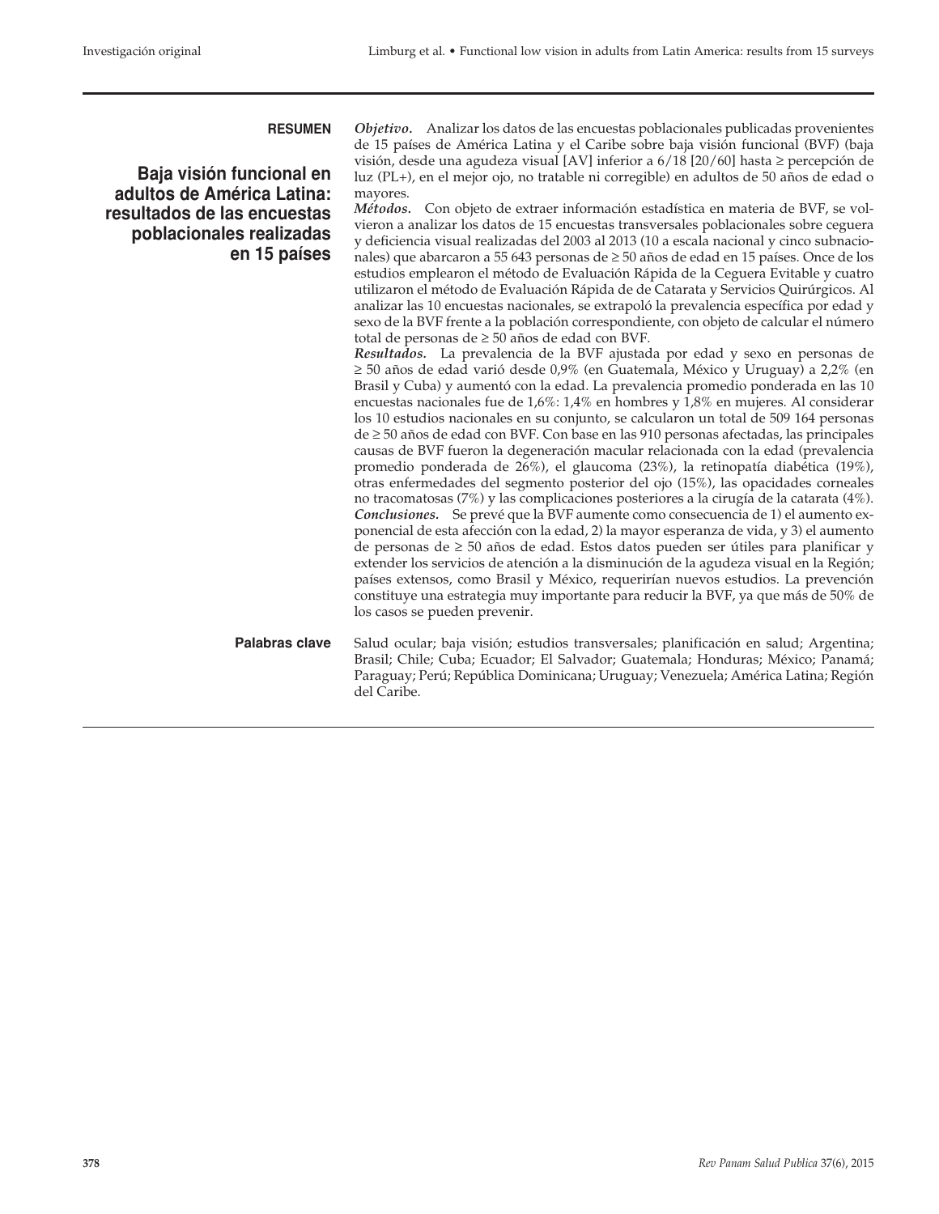## RESUMEN

## Baja visión funcional en adultos de América Latina: resultados de las encuestas poblacionales realizadas en 15 países

***Objetivo.*** Analizar los datos de las encuestas poblacionales publicadas provenientes de 15 países de América Latina y el Caribe sobre baja visión funcional (BVF) (baja visión, desde una agudeza visual [AV] inferior a 6/18 [20/60] hasta ≥ percepción de luz (PL+), en el mejor ojo, no tratable ni corregible) en adultos de 50 años de edad o mayores.

***Métodos.*** Con objeto de extraer información estadística en materia de BVF, se volvieron a analizar los datos de 15 encuestas transversales poblacionales sobre ceguera y deficiencia visual realizadas del 2003 al 2013 (10 a escala nacional y cinco subnacionales) que abarcaron a 55 643 personas de ≥ 50 años de edad en 15 países. Once de los estudios emplearon el método de Evaluación Rápida de la Ceguera Evitable y cuatro utilizaron el método de Evaluación Rápida de de Catarata y Servicios Quirúrgicos. Al analizar las 10 encuestas nacionales, se extrapoló la prevalencia específica por edad y sexo de la BVF frente a la población correspondiente, con objeto de calcular el número total de personas de ≥ 50 años de edad con BVF.

***Resultados.*** La prevalencia de la BVF ajustada por edad y sexo en personas de ≥ 50 años de edad varió desde 0,9% (en Guatemala, México y Uruguay) a 2,2% (en Brasil y Cuba) y aumentó con la edad. La prevalencia promedio ponderada en las 10 encuestas nacionales fue de 1,6%: 1,4% en hombres y 1,8% en mujeres. Al considerar los 10 estudios nacionales en su conjunto, se calcularon un total de 509 164 personas de ≥ 50 años de edad con BVF. Con base en las 910 personas afectadas, las principales causas de BVF fueron la degeneración macular relacionada con la edad (prevalencia promedio ponderada de 26%), el glaucoma (23%), la retinopatía diabética (19%), otras enfermedades del segmento posterior del ojo (15%), las opacidades corneales no tracomatosas (7%) y las complicaciones posteriores a la cirugía de la catarata (4%).

***Conclusiones.*** Se prevé que la BVF aumente como consecuencia de 1) el aumento exponencial de esta afección con la edad, 2) la mayor esperanza de vida, y 3) el aumento de personas de ≥ 50 años de edad. Estos datos pueden ser útiles para planificar y extender los servicios de atención a la disminución de la agudeza visual en la Región; países extensos, como Brasil y México, requerirían nuevos estudios. La prevención constituye una estrategia muy importante para reducir la BVF, ya que más de 50% de los casos se pueden prevenir.

**Palabras clave** Salud ocular; baja visión; estudios transversales; planificación en salud; Argentina; Brasil; Chile; Cuba; Ecuador; El Salvador; Guatemala; Honduras; México; Panamá; Paraguay; Perú; República Dominicana; Uruguay; Venezuela; América Latina; Región del Caribe.